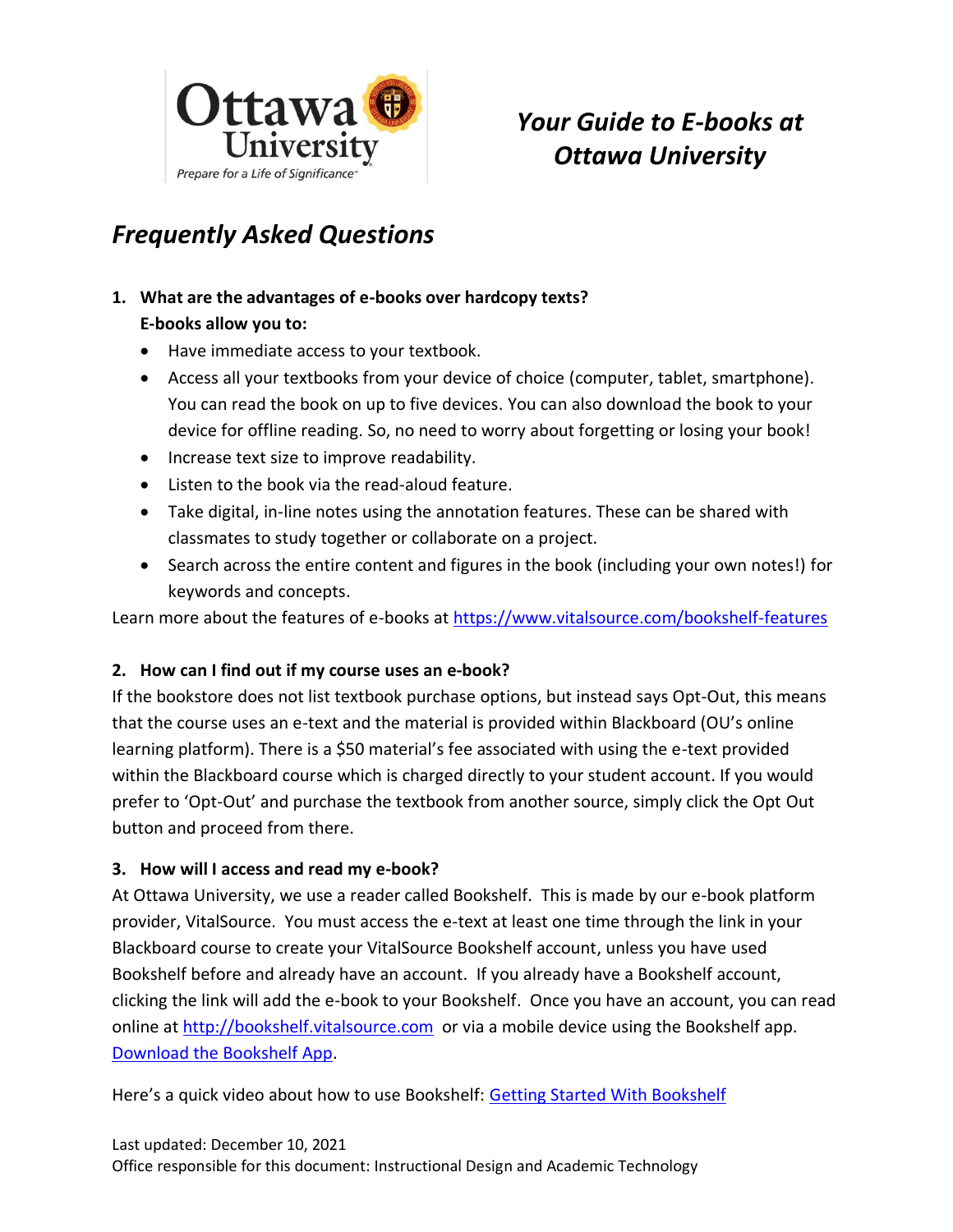Ottawa University

Prepare for a Life of Significance

# *Your Guide to E-books at Ottawa University*

## *Frequently Asked Questions*

1. **What are the advantages of e-books over hardcopy texts?**

   **E-books allow you to:**

   - Have immediate access to your textbook.
   - Access all your textbooks from your device of choice (computer, tablet, smartphone). You can read the book on up to five devices. You can also download the book to your device for offline reading. So, no need to worry about forgetting or losing your book!
   - Increase text size to improve readability.
   - Listen to the book via the read-aloud feature.
   - Take digital, in-line notes using the annotation features. These can be shared with classmates to study together or collaborate on a project.
   - Search across the entire content and figures in the book (including your own notes!) for keywords and concepts.

Learn more about the features of e-books at [https://www.vitalsource.com/bookshelf-features](https://www.vitalsource.com/bookshelf-features)

2. **How can I find out if my course uses an e-book?**

If the bookstore does not list textbook purchase options, but instead says Opt-Out, this means that the course uses an e-text and the material is provided within Blackboard (OU's online learning platform). There is a $50 material's fee associated with using the e-text provided within the Blackboard course which is charged directly to your student account. If you would prefer to 'Opt-Out' and purchase the textbook from another source, simply click the Opt Out button and proceed from there.

3. **How will I access and read my e-book?**

At Ottawa University, we use a reader called Bookshelf. This is made by our e-book platform provider, VitalSource. You must access the e-text at least one time through the link in your Blackboard course to create your VitalSource Bookshelf account, unless you have used Bookshelf before and already have an account. If you already have a Bookshelf account, clicking the link will add the e-book to your Bookshelf. Once you have an account, you can read online at [http://bookshelf.vitalsource.com](http://bookshelf.vitalsource.com) or via a mobile device using the Bookshelf app. [Download the Bookshelf App](#).

Here's a quick video about how to use Bookshelf: [Getting Started With Bookshelf](#)

Last updated: December 10, 2021

Office responsible for this document: Instructional Design and Academic Technology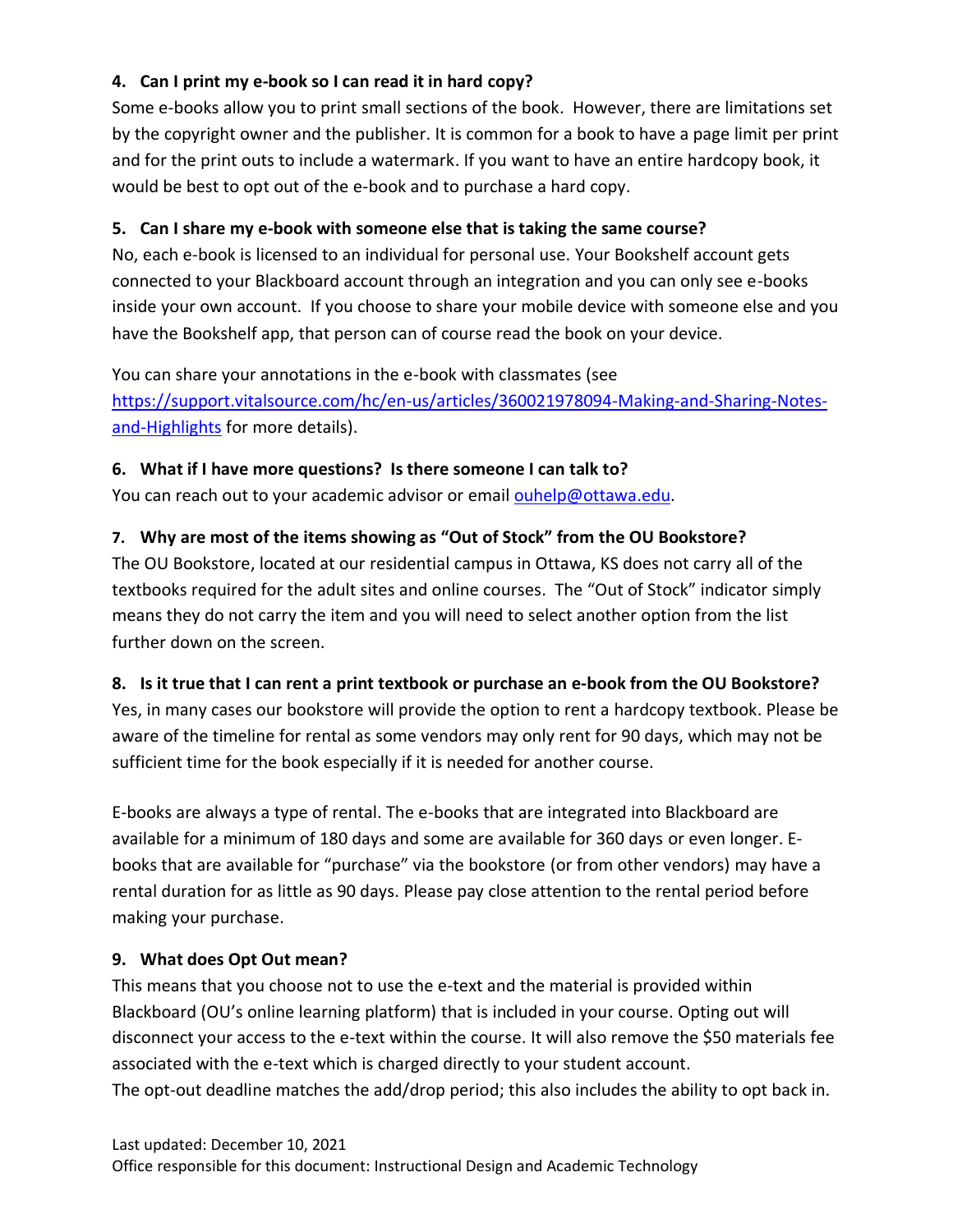**4. Can I print my e-book so I can read it in hard copy?**

Some e-books allow you to print small sections of the book. However, there are limitations set by the copyright owner and the publisher. It is common for a book to have a page limit per print and for the print outs to include a watermark. If you want to have an entire hardcopy book, it would be best to opt out of the e-book and to purchase a hard copy.

**5. Can I share my e-book with someone else that is taking the same course?**

No, each e-book is licensed to an individual for personal use. Your Bookshelf account gets connected to your Blackboard account through an integration and you can only see e-books inside your own account. If you choose to share your mobile device with someone else and you have the Bookshelf app, that person can of course read the book on your device.

You can share your annotations in the e-book with classmates (see [https://support.vitalsource.com/hc/en-us/articles/360021978094-Making-and-Sharing-Notes-and-Highlights](https://support.vitalsource.com/hc/en-us/articles/360021978094-Making-and-Sharing-Notes-and-Highlights) for more details).

**6. What if I have more questions? Is there someone I can talk to?**

You can reach out to your academic advisor or email [ouhelp@ottawa.edu](mailto:ouhelp@ottawa.edu).

**7. Why are most of the items showing as "Out of Stock" from the OU Bookstore?**

The OU Bookstore, located at our residential campus in Ottawa, KS does not carry all of the textbooks required for the adult sites and online courses. The "Out of Stock" indicator simply means they do not carry the item and you will need to select another option from the list further down on the screen.

**8. Is it true that I can rent a print textbook or purchase an e-book from the OU Bookstore?**

Yes, in many cases our bookstore will provide the option to rent a hardcopy textbook. Please be aware of the timeline for rental as some vendors may only rent for 90 days, which may not be sufficient time for the book especially if it is needed for another course.

E-books are always a type of rental. The e-books that are integrated into Blackboard are available for a minimum of 180 days and some are available for 360 days or even longer. E-books that are available for "purchase" via the bookstore (or from other vendors) may have a rental duration for as little as 90 days. Please pay close attention to the rental period before making your purchase.

**9. What does Opt Out mean?**

This means that you choose not to use the e-text and the material is provided within Blackboard (OU's online learning platform) that is included in your course. Opting out will disconnect your access to the e-text within the course. It will also remove the $50 materials fee associated with the e-text which is charged directly to your student account.

The opt-out deadline matches the add/drop period; this also includes the ability to opt back in.

Last updated: December 10, 2021

Office responsible for this document: Instructional Design and Academic Technology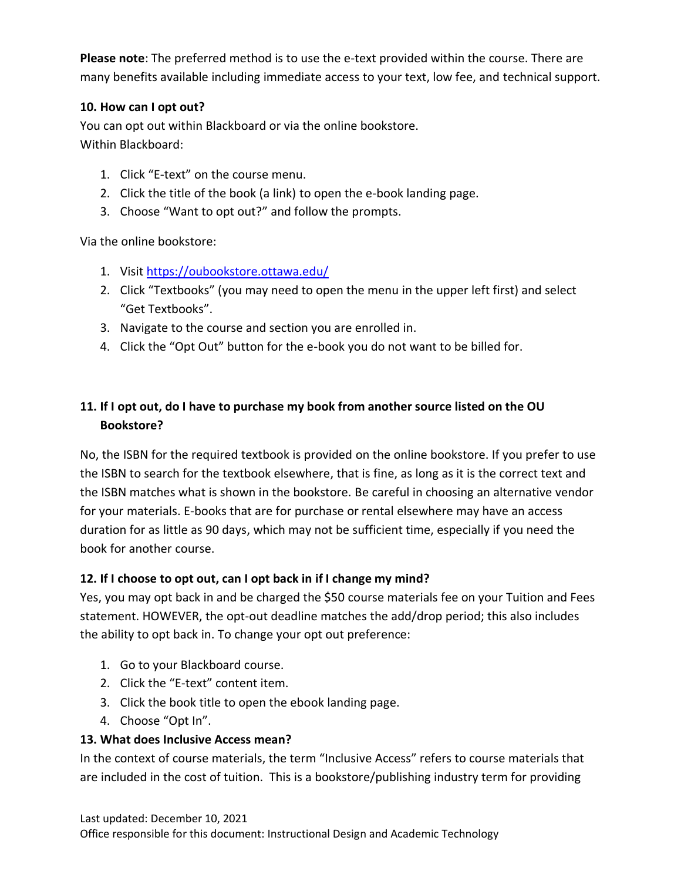**Please note**: The preferred method is to use the e-text provided within the course. There are many benefits available including immediate access to your text, low fee, and technical support.

**10. How can I opt out?**

You can opt out within Blackboard or via the online bookstore.
Within Blackboard:

1. Click "E-text" on the course menu.
2. Click the title of the book (a link) to open the e-book landing page.
3. Choose "Want to opt out?" and follow the prompts.

Via the online bookstore:

1. Visit https://oubookstore.ottawa.edu/
2. Click "Textbooks" (you may need to open the menu in the upper left first) and select "Get Textbooks".
3. Navigate to the course and section you are enrolled in.
4. Click the "Opt Out" button for the e-book you do not want to be billed for.

**11. If I opt out, do I have to purchase my book from another source listed on the OU Bookstore?**

No, the ISBN for the required textbook is provided on the online bookstore. If you prefer to use the ISBN to search for the textbook elsewhere, that is fine, as long as it is the correct text and the ISBN matches what is shown in the bookstore. Be careful in choosing an alternative vendor for your materials. E-books that are for purchase or rental elsewhere may have an access duration for as little as 90 days, which may not be sufficient time, especially if you need the book for another course.

**12. If I choose to opt out, can I opt back in if I change my mind?**

Yes, you may opt back in and be charged the $50 course materials fee on your Tuition and Fees statement. HOWEVER, the opt-out deadline matches the add/drop period; this also includes the ability to opt back in. To change your opt out preference:

1. Go to your Blackboard course.
2. Click the "E-text" content item.
3. Click the book title to open the ebook landing page.
4. Choose "Opt In".

**13. What does Inclusive Access mean?**

In the context of course materials, the term "Inclusive Access" refers to course materials that are included in the cost of tuition. This is a bookstore/publishing industry term for providing

Last updated: December 10, 2021
Office responsible for this document: Instructional Design and Academic Technology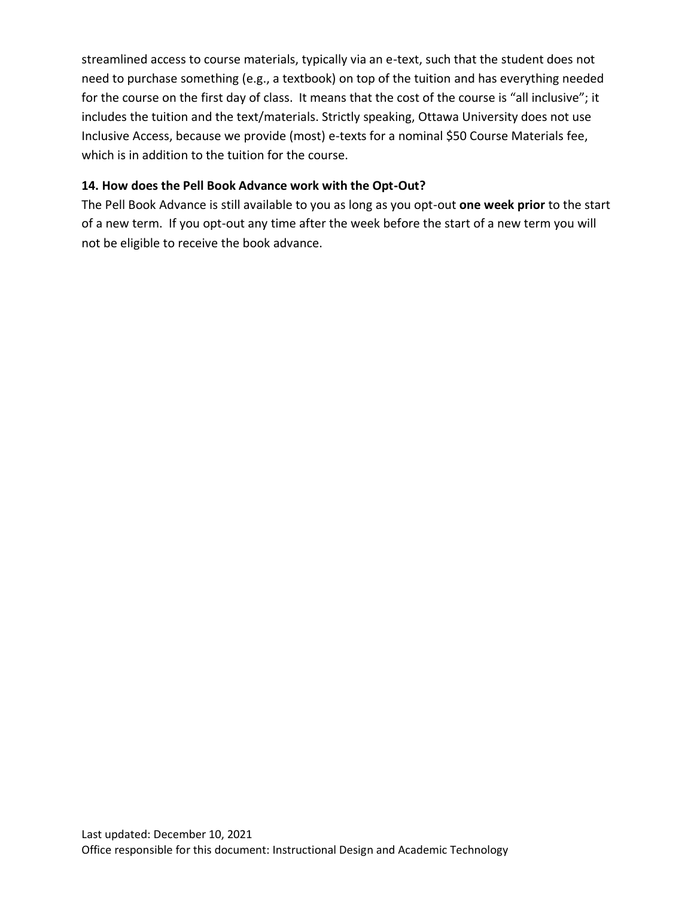streamlined access to course materials, typically via an e-text, such that the student does not need to purchase something (e.g., a textbook) on top of the tuition and has everything needed for the course on the first day of class. It means that the cost of the course is "all inclusive"; it includes the tuition and the text/materials. Strictly speaking, Ottawa University does not use Inclusive Access, because we provide (most) e-texts for a nominal $50 Course Materials fee, which is in addition to the tuition for the course.

**14. How does the Pell Book Advance work with the Opt-Out?**

The Pell Book Advance is still available to you as long as you opt-out **one week prior** to the start of a new term. If you opt-out any time after the week before the start of a new term you will not be eligible to receive the book advance.

Last updated: December 10, 2021

Office responsible for this document: Instructional Design and Academic Technology